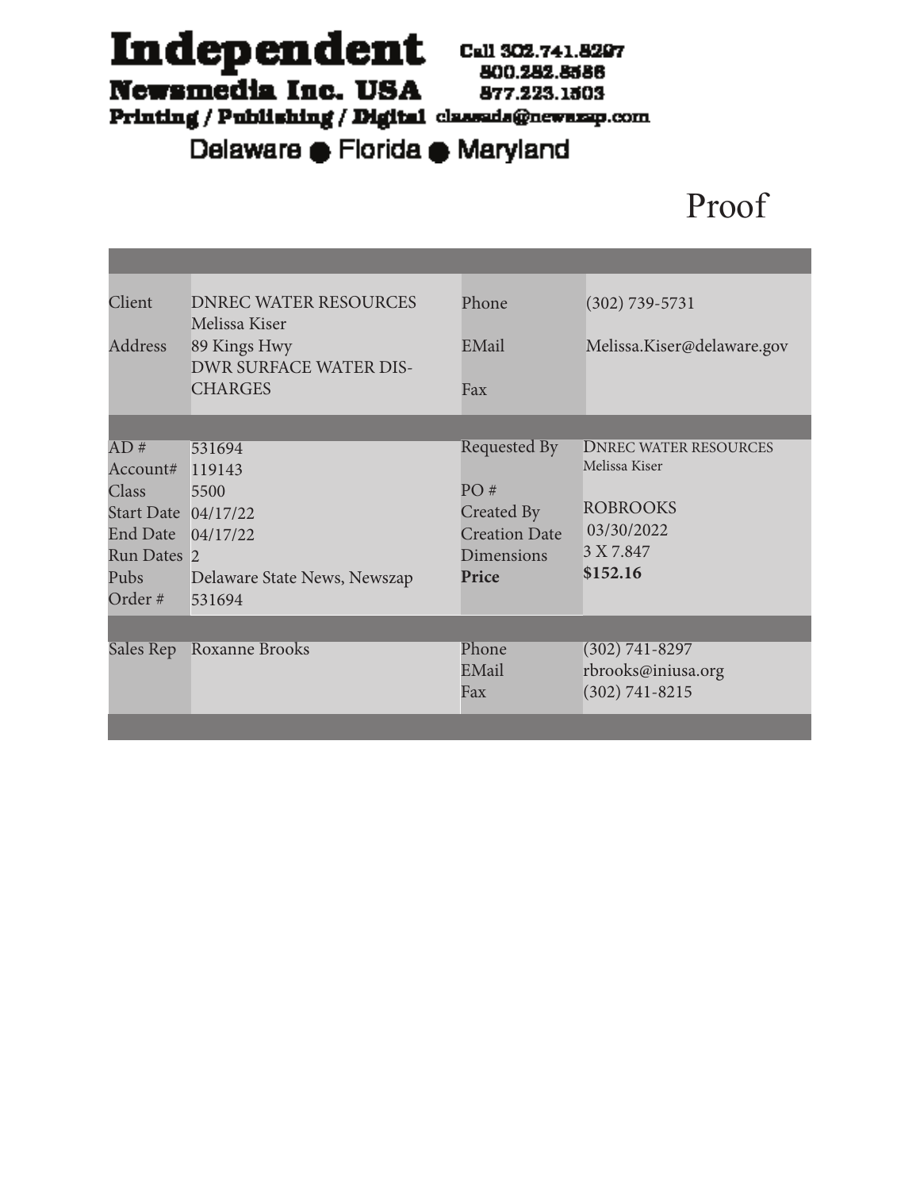# Independent Newsmedia Inc. USA

**Printing / Publishing / Digital**

Call 302.741.8297
800.282.8586
877.223.1503
classads@newszap.com

Delaware ● Florida ● Maryland

Proof

| | | | |
|---|---|---|---|
| Client | DNREC WATER RESOURCES<br>Melissa Kiser | Phone | (302) 739-5731 |
| Address | 89 Kings Hwy<br>DWR SURFACE WATER DIS-CHARGES | EMail | Melissa.Kiser@delaware.gov |
| | | Fax | |

| | | | |
|---|---|---|---|
| AD # | 531694 | Requested By | DNREC WATER RESOURCES<br>Melissa Kiser |
| Account# | 119143 | | |
| Class | 5500 | PO # | |
| Start Date | 04/17/22 | Created By | ROBROOKS |
| End Date | 04/17/22 | Creation Date | 03/30/2022 |
| Run Dates | 2 | Dimensions | 3 X 7.847 |
| Pubs | Delaware State News, Newszap | **Price** | **$152.16** |
| Order # | 531694 | | |

| | | | |
|---|---|---|---|
| Sales Rep | Roxanne Brooks | Phone | (302) 741-8297 |
| | | EMail | rbrooks@iniusa.org |
| | | Fax | (302) 741-8215 |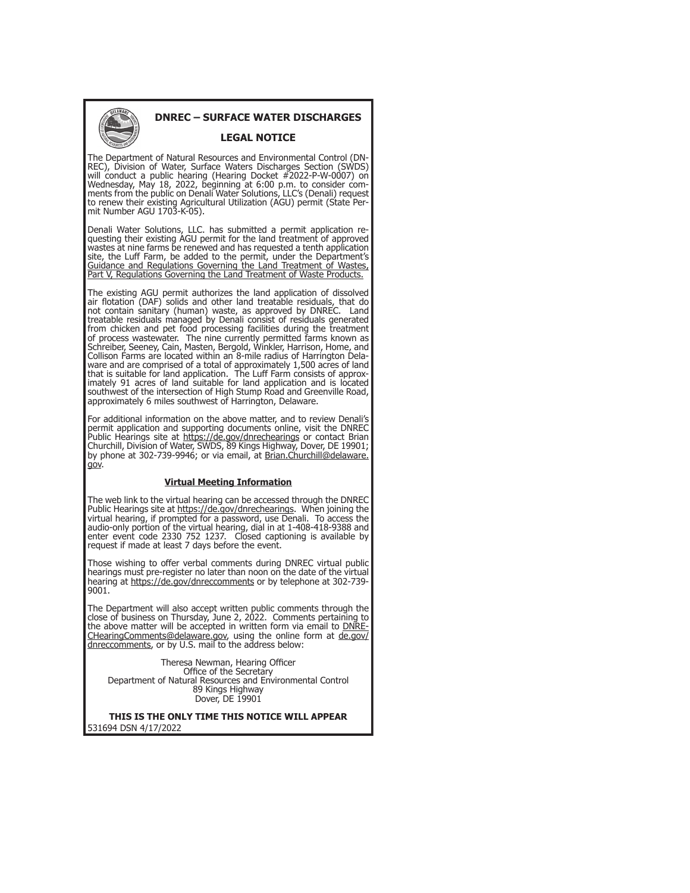## DNREC – SURFACE WATER DISCHARGES

## LEGAL NOTICE

The Department of Natural Resources and Environmental Control (DNREC), Division of Water, Surface Waters Discharges Section (SWDS) will conduct a public hearing (Hearing Docket #2022-P-W-0007) on Wednesday, May 18, 2022, beginning at 6:00 p.m. to consider comments from the public on Denali Water Solutions, LLC's (Denali) request to renew their existing Agricultural Utilization (AGU) permit (State Permit Number AGU 1703-K-05).

Denali Water Solutions, LLC. has submitted a permit application requesting their existing AGU permit for the land treatment of approved wastes at nine farms be renewed and has requested a tenth application site, the Luff Farm, be added to the permit, under the Department's Guidance and Regulations Governing the Land Treatment of Wastes, Part V, Regulations Governing the Land Treatment of Waste Products.

The existing AGU permit authorizes the land application of dissolved air flotation (DAF) solids and other land treatable residuals, that do not contain sanitary (human) waste, as approved by DNREC. Land treatable residuals managed by Denali consist of residuals generated from chicken and pet food processing facilities during the treatment of process wastewater. The nine currently permitted farms known as Schreiber, Seeney, Cain, Masten, Bergold, Winkler, Harrison, Home, and Collison Farms are located within an 8-mile radius of Harrington Delaware and are comprised of a total of approximately 1,500 acres of land that is suitable for land application. The Luff Farm consists of approximately 91 acres of land suitable for land application and is located southwest of the intersection of High Stump Road and Greenville Road, approximately 6 miles southwest of Harrington, Delaware.

For additional information on the above matter, and to review Denali's permit application and supporting documents online, visit the DNREC Public Hearings site at https://de.gov/dnrechearings or contact Brian Churchill, Division of Water, SWDS, 89 Kings Highway, Dover, DE 19901; by phone at 302-739-9946; or via email, at Brian.Churchill@delaware.gov.

### Virtual Meeting Information

The web link to the virtual hearing can be accessed through the DNREC Public Hearings site at https://de.gov/dnrechearings. When joining the virtual hearing, if prompted for a password, use Denali. To access the audio-only portion of the virtual hearing, dial in at 1-408-418-9388 and enter event code 2330 752 1237. Closed captioning is available by request if made at least 7 days before the event.

Those wishing to offer verbal comments during DNREC virtual public hearings must pre-register no later than noon on the date of the virtual hearing at https://de.gov/dnreccomments or by telephone at 302-739-9001.

The Department will also accept written public comments through the close of business on Thursday, June 2, 2022. Comments pertaining to the above matter will be accepted in written form via email to DNRECHearingComments@delaware.gov, using the online form at de.gov/dnreccomments, or by U.S. mail to the address below:

Theresa Newman, Hearing Officer
Office of the Secretary
Department of Natural Resources and Environmental Control
89 Kings Highway
Dover, DE 19901

**THIS IS THE ONLY TIME THIS NOTICE WILL APPEAR**

531694 DSN 4/17/2022